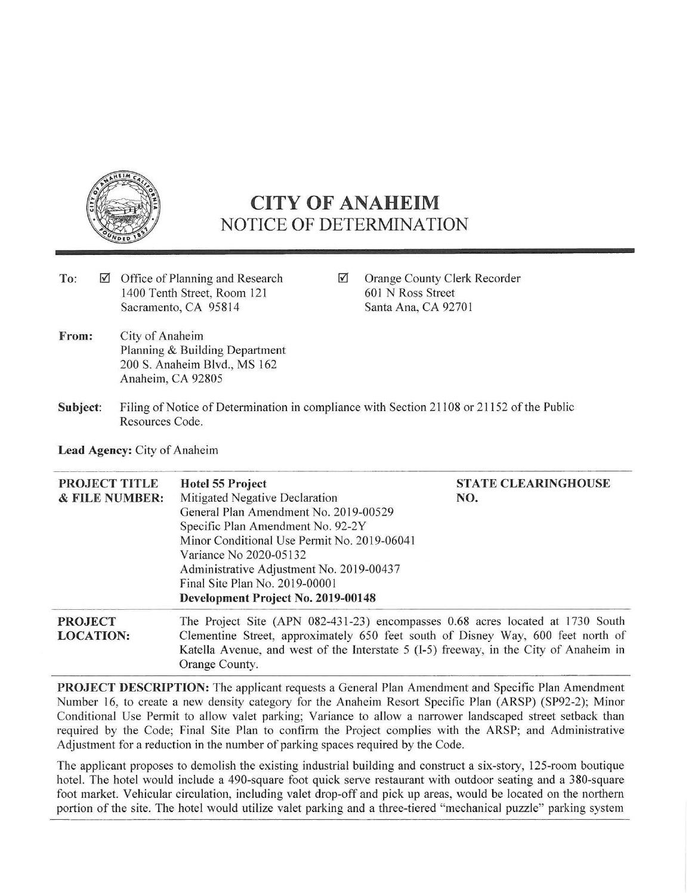# CITY OF ANAHEIM

## NOTICE OF DETERMINATION

**To:** ☑ Office of Planning and Research
1400 Tenth Street, Room 121
Sacramento, CA 95814

☑ Orange County Clerk Recorder
601 N Ross Street
Santa Ana, CA 92701

**From:** City of Anaheim
Planning & Building Department
200 S. Anaheim Blvd., MS 162
Anaheim, CA 92805

**Subject:** Filing of Notice of Determination in compliance with Section 21108 or 21152 of the Public Resources Code.

**Lead Agency:** City of Anaheim

| | | |
|---|---|---|
| **PROJECT TITLE & FILE NUMBER:** | **Hotel 55 Project**<br>Mitigated Negative Declaration<br>General Plan Amendment No. 2019-00529<br>Specific Plan Amendment No. 92-2Y<br>Minor Conditional Use Permit No. 2019-06041<br>Variance No 2020-05132<br>Administrative Adjustment No. 2019-00437<br>Final Site Plan No. 2019-00001<br>**Development Project No. 2019-00148** | **STATE CLEARINGHOUSE NO.** |
| **PROJECT LOCATION:** | The Project Site (APN 082-431-23) encompasses 0.68 acres located at 1730 South Clementine Street, approximately 650 feet south of Disney Way, 600 feet north of Katella Avenue, and west of the Interstate 5 (I-5) freeway, in the City of Anaheim in Orange County. | |

**PROJECT DESCRIPTION:** The applicant requests a General Plan Amendment and Specific Plan Amendment Number 16, to create a new density category for the Anaheim Resort Specific Plan (ARSP) (SP92-2); Minor Conditional Use Permit to allow valet parking; Variance to allow a narrower landscaped street setback than required by the Code; Final Site Plan to confirm the Project complies with the ARSP; and Administrative Adjustment for a reduction in the number of parking spaces required by the Code.

The applicant proposes to demolish the existing industrial building and construct a six-story, 125-room boutique hotel. The hotel would include a 490-square foot quick serve restaurant with outdoor seating and a 380-square foot market. Vehicular circulation, including valet drop-off and pick up areas, would be located on the northern portion of the site. The hotel would utilize valet parking and a three-tiered "mechanical puzzle" parking system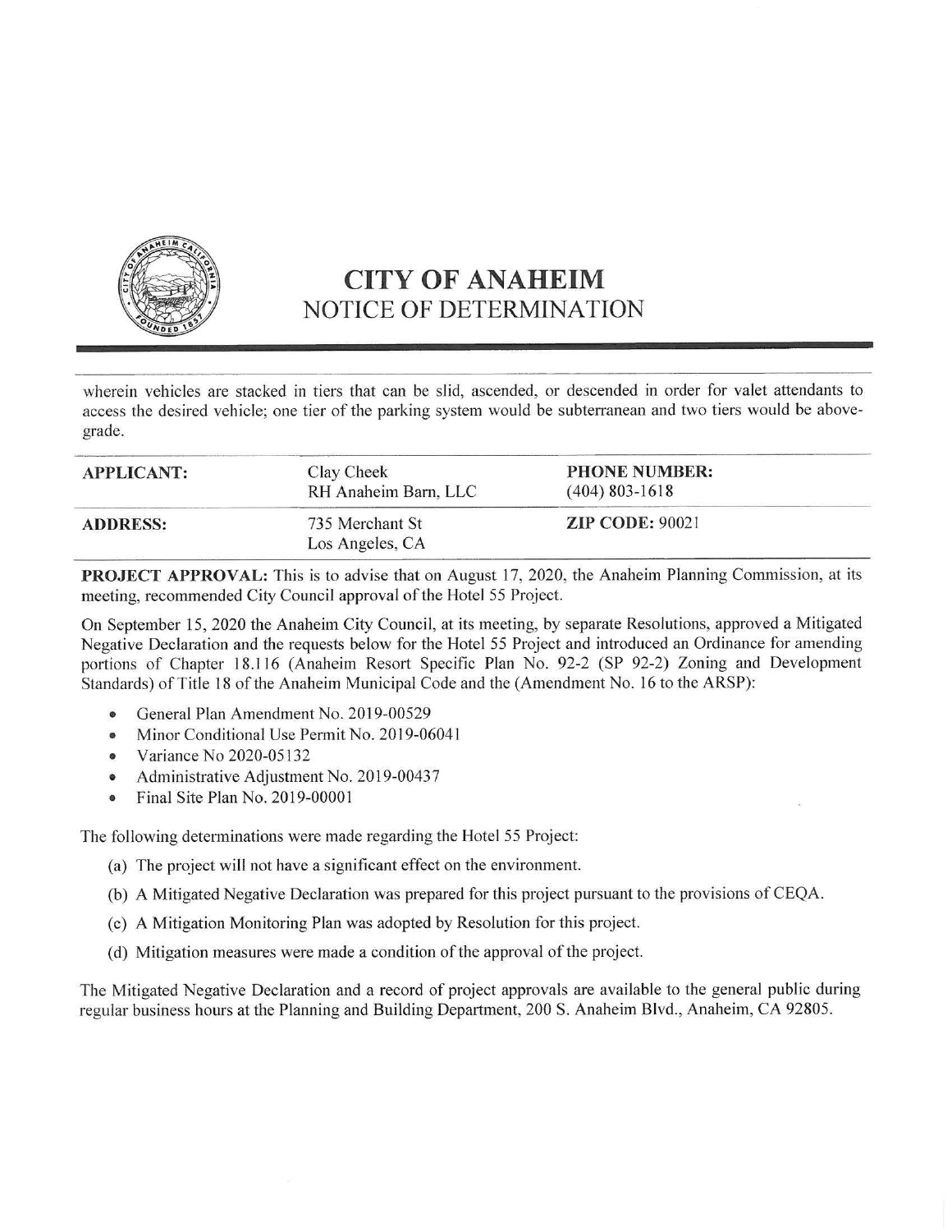# CITY OF ANAHEIM
## NOTICE OF DETERMINATION

wherein vehicles are stacked in tiers that can be slid, ascended, or descended in order for valet attendants to access the desired vehicle; one tier of the parking system would be subterranean and two tiers would be above-grade.

| | | |
|---|---|---|
| **APPLICANT:** | Clay Cheek<br>RH Anaheim Barn, LLC | **PHONE NUMBER:**<br>(404) 803-1618 |
| **ADDRESS:** | 735 Merchant St<br>Los Angeles, CA | **ZIP CODE:** 90021 |

**PROJECT APPROVAL:** This is to advise that on August 17, 2020, the Anaheim Planning Commission, at its meeting, recommended City Council approval of the Hotel 55 Project.

On September 15, 2020 the Anaheim City Council, at its meeting, by separate Resolutions, approved a Mitigated Negative Declaration and the requests below for the Hotel 55 Project and introduced an Ordinance for amending portions of Chapter 18.116 (Anaheim Resort Specific Plan No. 92-2 (SP 92-2) Zoning and Development Standards) of Title 18 of the Anaheim Municipal Code and the (Amendment No. 16 to the ARSP):

- General Plan Amendment No. 2019-00529
- Minor Conditional Use Permit No. 2019-06041
- Variance No 2020-05132
- Administrative Adjustment No. 2019-00437
- Final Site Plan No. 2019-00001

The following determinations were made regarding the Hotel 55 Project:

(a) The project will not have a significant effect on the environment.

(b) A Mitigated Negative Declaration was prepared for this project pursuant to the provisions of CEQA.

(c) A Mitigation Monitoring Plan was adopted by Resolution for this project.

(d) Mitigation measures were made a condition of the approval of the project.

The Mitigated Negative Declaration and a record of project approvals are available to the general public during regular business hours at the Planning and Building Department, 200 S. Anaheim Blvd., Anaheim, CA 92805.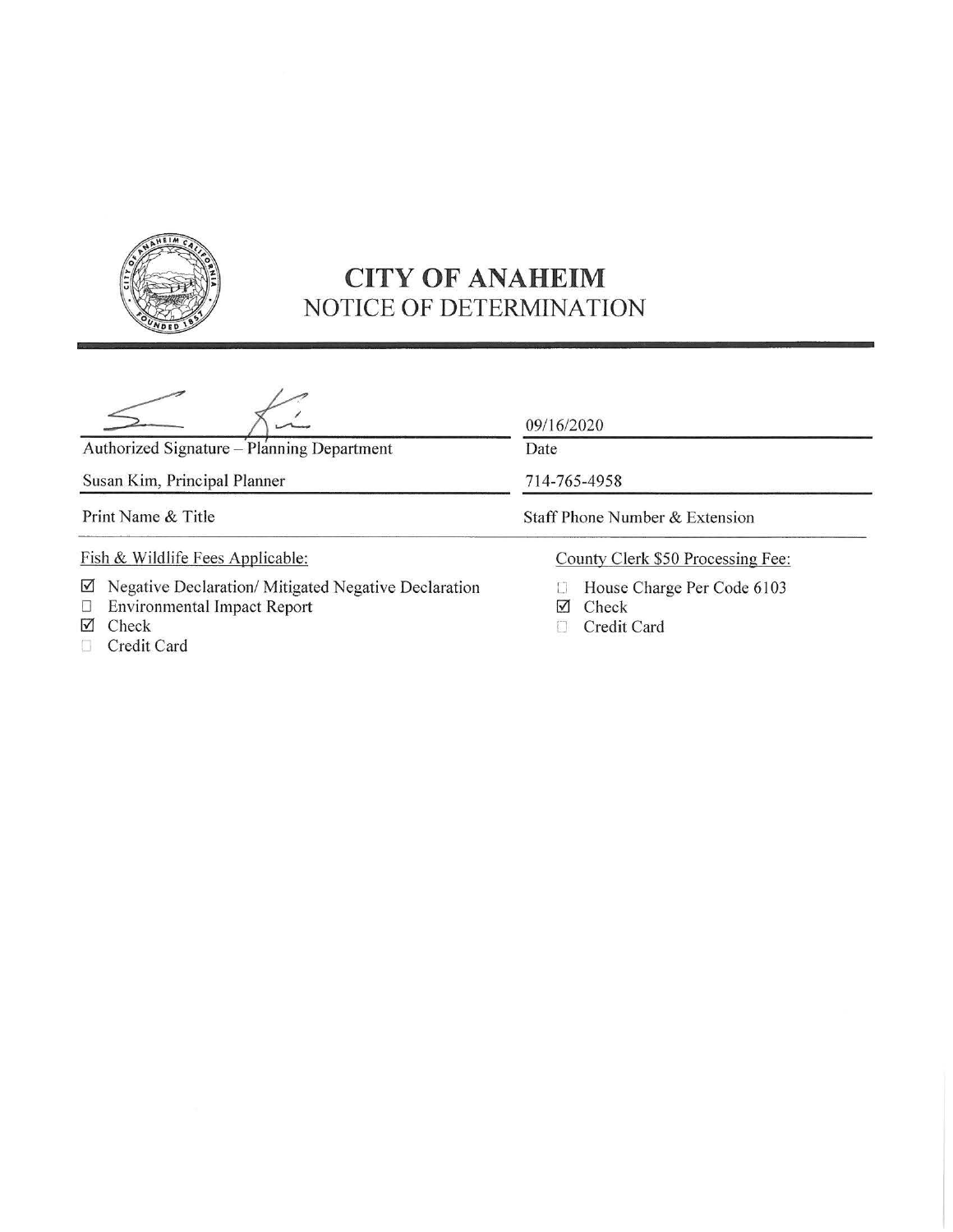# CITY OF ANAHEIM
## NOTICE OF DETERMINATION

| | |
|---|---|
| Authorized Signature – Planning Department | 09/16/2020<br>Date |
| Susan Kim, Principal Planner<br>Print Name & Title | 714-765-4958<br>Staff Phone Number & Extension |

Fish & Wildlife Fees Applicable:

- ☑ Negative Declaration/ Mitigated Negative Declaration
- ☐ Environmental Impact Report
- ☑ Check
- ☐ Credit Card

County Clerk $50 Processing Fee:

- ☐ House Charge Per Code 6103
- ☑ Check
- ☐ Credit Card